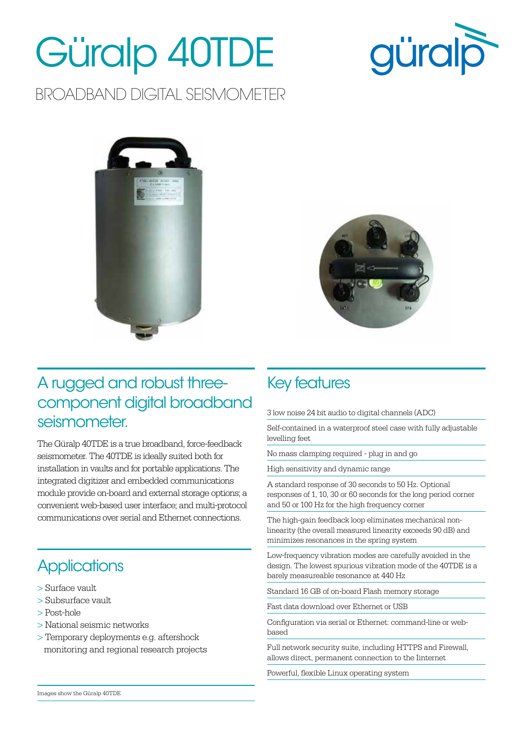# Güralp 40TDE

BROADBAND DIGITAL SEISMOMETER

## A rugged and robust three-component digital broadband seismometer.

The Güralp 40TDE is a true broadband, force-feedback seismometer. The 40TDE is ideally suited both for installation in vaults and for portable applications. The integrated digitizer and embedded communications module provide on-board and external storage options; a convenient web-based user interface; and multi-protocol communications over serial and Ethernet connections.

## Applications

- > Surface vault
- > Subsurface vault
- > Post-hole
- > National seismic networks
- > Temporary deployments e.g. aftershock monitoring and regional research projects

Images show the Güralp 40TDE

## Key features

3 low noise 24 bit audio to digital channels (ADC)

Self-contained in a waterproof steel case with fully adjustable levelling feet

No mass clamping required - plug in and go

High sensitivity and dynamic range

A standard response of 30 seconds to 50 Hz. Optional responses of 1, 10, 30 or 60 seconds for the long period corner and 50 or 100 Hz for the high frequency corner

The high-gain feedback loop eliminates mechanical non-linearity (the overall measured linearity exceeds 90 dB) and minimizes resonances in the spring system

Low-frequency vibration modes are carefully avoided in the design. The lowest spurious vibration mode of the 40TDE is a barely measureable resonance at 440 Hz

Standard 16 GB of on-board Flash memory storage

Fast data download over Ethernet or USB

Configuration via serial or Ethernet: command-line or web-based

Full network security suite, including HTTPS and Firewall, allows direct, permanent connection to the Iinternet

Powerful, flexible Linux operating system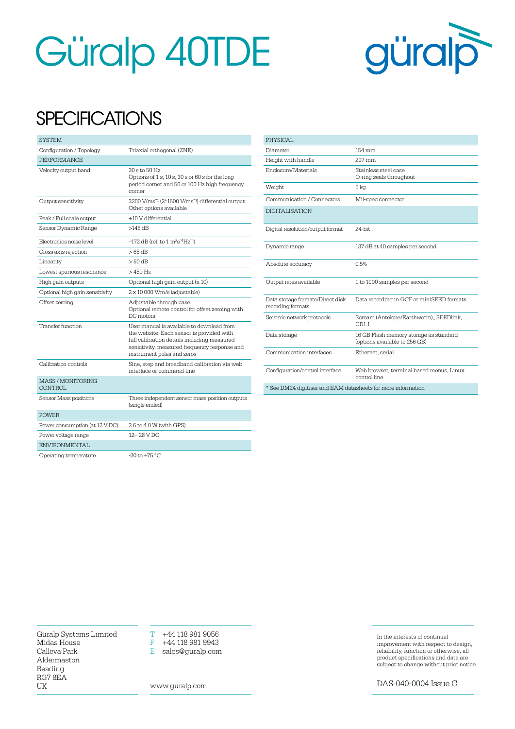# Güralp 40TDE

## SPECIFICATIONS

| SYSTEM | |
|---|---|
| Configuration / Topology | Triaxial orthogonal (ZNE) |
| **PERFORMANCE** | |
| Velocity output band | 30 s to 50 Hz<br>Options of 1 s, 10 s, 30 s or 60 s for the long period corner and 50 or 100 Hz high frequency corner |
| Output sensitivity | 3200 V/ms$^{-1}$ (2*1600 V/ms$^{-1}$) differential output. Other options available |
| Peak / Full scale output | ±10 V differential |
| Sensor Dynamic Range | >145 dB |
| Electronics noise level | –172 dB (rel. to 1 m$^2$s$^{-4}$Hz$^{-1}$) |
| Cross axis rejection | > 65 dB |
| Linearity | > 90 dB |
| Lowest spurious resonance | > 450 Hz |
| High gain outputs | Optional high gain output (x 10) |
| Optional high gain sensitivity | 2 x 10 000 V/m/s (adjustable) |
| Offset zeroing | Adjustable through case<br>Optional remote control for offset zeroing with DC motors |
| Transfer function | User manual is available to download from the website. Each sensor is provided with full calibration details including measured sensitivity, measured frequency response and instrument poles and zeros |
| Calibration controls | Sine, step and broadband calibration via web interface or command-line |
| **MASS / MONITORING CONTROL** | |
| Sensor Mass positions | Three independent sensor mass position outputs (single ended) |
| **POWER** | |
| Power consumption (at 12 V DC) | 3.6 to 4.0 W (with GPS) |
| Power voltage range | 12– 28 V DC |
| **ENVIRONMENTAL** | |
| Operating temperature | -20 to +75 °C |

| PHYSICAL | |
|---|---|
| Diameter | 154 mm |
| Height with handle | 207 mm |
| Enclosure/Materials | Stainless steel case<br>O-ring seals throughout |
| Weight | 5 kg |
| Communication / Connectors | Mil-spec connector |
| **DIGITALISATION** | |
| Digital resolution/output format | 24-bit |
| Dynamic range | 137 dB at 40 samples per second |
| Absolute accuracy | 0.5% |
| Output rates available | 1 to 1000 samples per second |
| Data storage formats/Direct disk recording formats | Data recording in GCF or miniSEED formats |
| Seismic network protocols | Scream (Antelope/Earthworm),, SEEDlink, CD1.1 |
| Data storage | 16 GB Flash memory storage as standard (options available to 256 GB) |
| Communication interfaces | Ethernet, serial |
| Configuration/control interface | Web browser, terminal based menus, Linux control line |
| * See DM24 digitiser and EAM datasheets for more information | |

Güralp Systems Limited
Midas House
Calleva Park
Aldermaston
Reading
RG7 8EA
UK

T +44 118 981 9056
F +44 118 981 9943
E sales@guralp.com

www.guralp.com

In the interests of continual improvement with respect to design, reliability, function or otherwise, all product specifications and data are subject to change without prior notice.

DAS-040-0004 Issue C